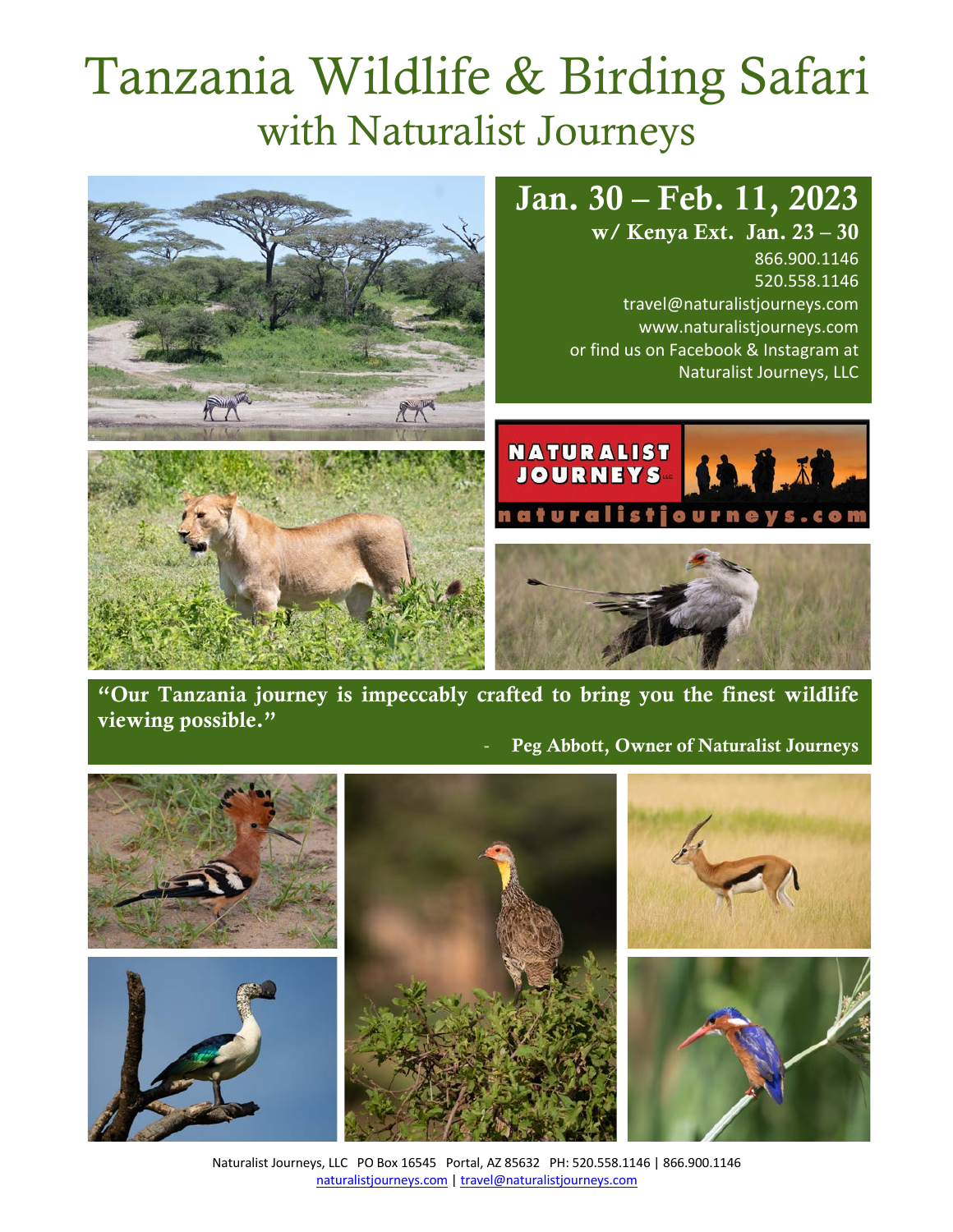# Tanzania Wildlife & Birding Safari

## with Naturalist Journeys

## Jan. 30 – Feb. 11, 2023

**w/ Kenya Ext. Jan. 23 – 30**

866.900.1146
520.558.1146
travel@naturalistjourneys.com
www.naturalistjourneys.com
or find us on Facebook & Instagram at
Naturalist Journeys, LLC

**"Our Tanzania journey is impeccably crafted to bring you the finest wildlife viewing possible."**

**- Peg Abbott, Owner of Naturalist Journeys**

Naturalist Journeys, LLC PO Box 16545 Portal, AZ 85632 PH: 520.558.1146 | 866.900.1146
naturalistjourneys.com | travel@naturalistjourneys.com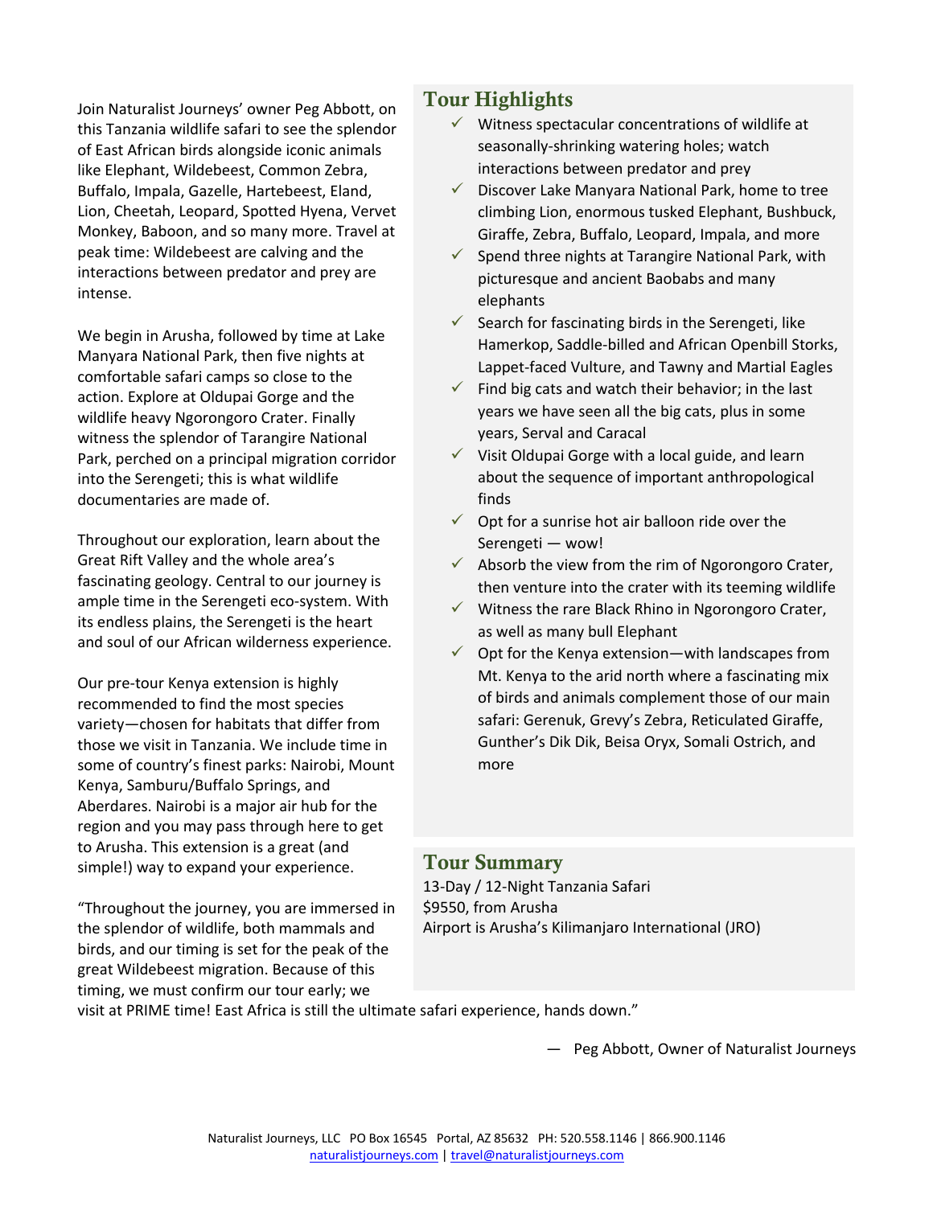Join Naturalist Journeys' owner Peg Abbott, on this Tanzania wildlife safari to see the splendor of East African birds alongside iconic animals like Elephant, Wildebeest, Common Zebra, Buffalo, Impala, Gazelle, Hartebeest, Eland, Lion, Cheetah, Leopard, Spotted Hyena, Vervet Monkey, Baboon, and so many more. Travel at peak time: Wildebeest are calving and the interactions between predator and prey are intense.

We begin in Arusha, followed by time at Lake Manyara National Park, then five nights at comfortable safari camps so close to the action. Explore at Oldupai Gorge and the wildlife heavy Ngorongoro Crater. Finally witness the splendor of Tarangire National Park, perched on a principal migration corridor into the Serengeti; this is what wildlife documentaries are made of.

Throughout our exploration, learn about the Great Rift Valley and the whole area's fascinating geology. Central to our journey is ample time in the Serengeti eco-system. With its endless plains, the Serengeti is the heart and soul of our African wilderness experience.

Our pre-tour Kenya extension is highly recommended to find the most species variety—chosen for habitats that differ from those we visit in Tanzania. We include time in some of country's finest parks: Nairobi, Mount Kenya, Samburu/Buffalo Springs, and Aberdares. Nairobi is a major air hub for the region and you may pass through here to get to Arusha. This extension is a great (and simple!) way to expand your experience.

"Throughout the journey, you are immersed in the splendor of wildlife, both mammals and birds, and our timing is set for the peak of the great Wildebeest migration. Because of this timing, we must confirm our tour early; we visit at PRIME time! East Africa is still the ultimate safari experience, hands down."

— Peg Abbott, Owner of Naturalist Journeys

## Tour Highlights

- ✓ Witness spectacular concentrations of wildlife at seasonally-shrinking watering holes; watch interactions between predator and prey
- ✓ Discover Lake Manyara National Park, home to tree climbing Lion, enormous tusked Elephant, Bushbuck, Giraffe, Zebra, Buffalo, Leopard, Impala, and more
- ✓ Spend three nights at Tarangire National Park, with picturesque and ancient Baobabs and many elephants
- ✓ Search for fascinating birds in the Serengeti, like Hamerkop, Saddle-billed and African Openbill Storks, Lappet-faced Vulture, and Tawny and Martial Eagles
- ✓ Find big cats and watch their behavior; in the last years we have seen all the big cats, plus in some years, Serval and Caracal
- ✓ Visit Oldupai Gorge with a local guide, and learn about the sequence of important anthropological finds
- ✓ Opt for a sunrise hot air balloon ride over the Serengeti — wow!
- ✓ Absorb the view from the rim of Ngorongoro Crater, then venture into the crater with its teeming wildlife
- ✓ Witness the rare Black Rhino in Ngorongoro Crater, as well as many bull Elephant
- ✓ Opt for the Kenya extension—with landscapes from Mt. Kenya to the arid north where a fascinating mix of birds and animals complement those of our main safari: Gerenuk, Grevy's Zebra, Reticulated Giraffe, Gunther's Dik Dik, Beisa Oryx, Somali Ostrich, and more

## Tour Summary

13-Day / 12-Night Tanzania Safari
$9550, from Arusha
Airport is Arusha's Kilimanjaro International (JRO)

Naturalist Journeys, LLC PO Box 16545 Portal, AZ 85632 PH: 520.558.1146 | 866.900.1146
naturalistjourneys.com | travel@naturalistjourneys.com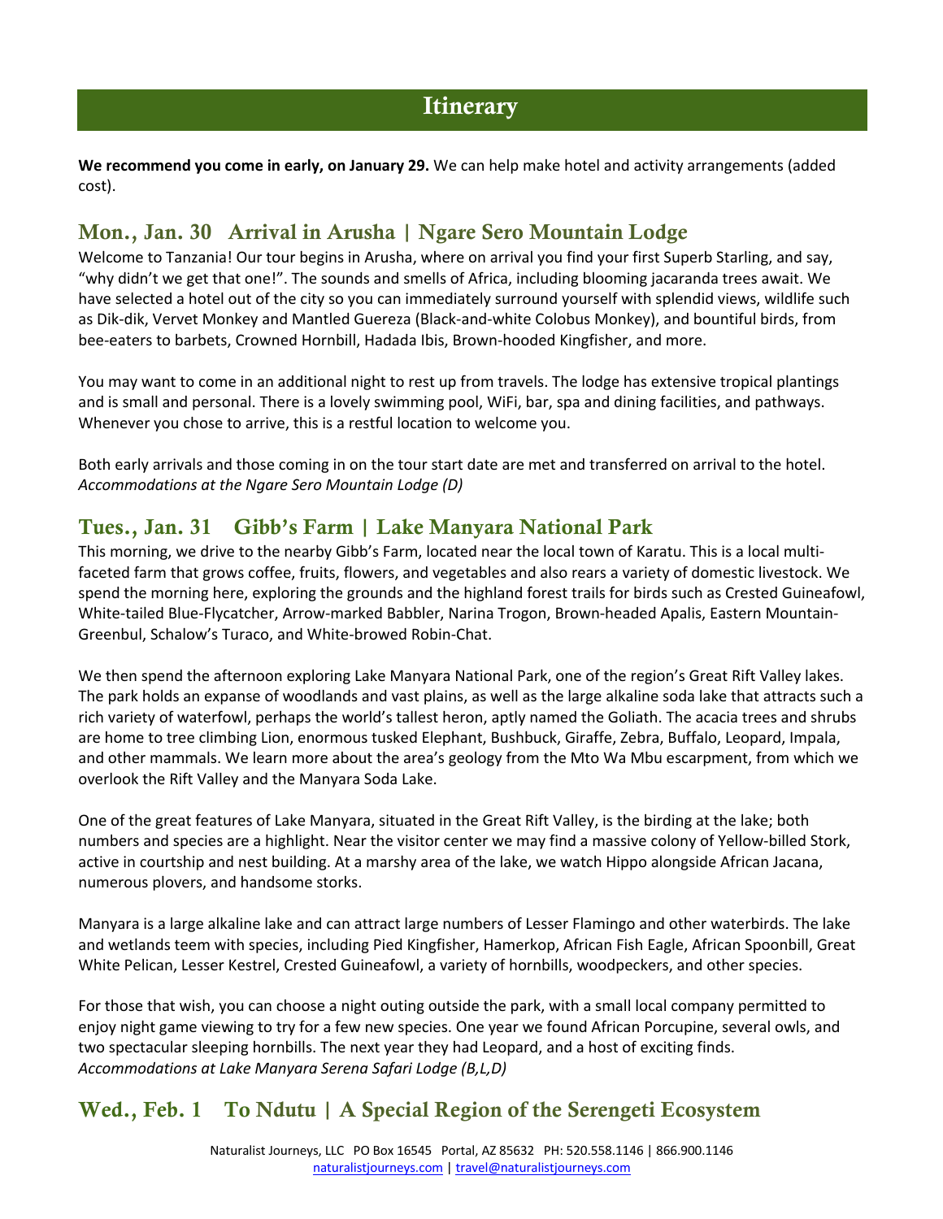## Itinerary

**We recommend you come in early, on January 29.** We can help make hotel and activity arrangements (added cost).

### Mon., Jan. 30 Arrival in Arusha | Ngare Sero Mountain Lodge

Welcome to Tanzania! Our tour begins in Arusha, where on arrival you find your first Superb Starling, and say, "why didn't we get that one!". The sounds and smells of Africa, including blooming jacaranda trees await. We have selected a hotel out of the city so you can immediately surround yourself with splendid views, wildlife such as Dik-dik, Vervet Monkey and Mantled Guereza (Black-and-white Colobus Monkey), and bountiful birds, from bee-eaters to barbets, Crowned Hornbill, Hadada Ibis, Brown-hooded Kingfisher, and more.

You may want to come in an additional night to rest up from travels. The lodge has extensive tropical plantings and is small and personal. There is a lovely swimming pool, WiFi, bar, spa and dining facilities, and pathways. Whenever you chose to arrive, this is a restful location to welcome you.

Both early arrivals and those coming in on the tour start date are met and transferred on arrival to the hotel. *Accommodations at the Ngare Sero Mountain Lodge (D)*

### Tues., Jan. 31 Gibb's Farm | Lake Manyara National Park

This morning, we drive to the nearby Gibb's Farm, located near the local town of Karatu. This is a local multi-faceted farm that grows coffee, fruits, flowers, and vegetables and also rears a variety of domestic livestock. We spend the morning here, exploring the grounds and the highland forest trails for birds such as Crested Guineafowl, White-tailed Blue-Flycatcher, Arrow-marked Babbler, Narina Trogon, Brown-headed Apalis, Eastern Mountain-Greenbul, Schalow's Turaco, and White-browed Robin-Chat.

We then spend the afternoon exploring Lake Manyara National Park, one of the region's Great Rift Valley lakes. The park holds an expanse of woodlands and vast plains, as well as the large alkaline soda lake that attracts such a rich variety of waterfowl, perhaps the world's tallest heron, aptly named the Goliath. The acacia trees and shrubs are home to tree climbing Lion, enormous tusked Elephant, Bushbuck, Giraffe, Zebra, Buffalo, Leopard, Impala, and other mammals. We learn more about the area's geology from the Mto Wa Mbu escarpment, from which we overlook the Rift Valley and the Manyara Soda Lake.

One of the great features of Lake Manyara, situated in the Great Rift Valley, is the birding at the lake; both numbers and species are a highlight. Near the visitor center we may find a massive colony of Yellow-billed Stork, active in courtship and nest building. At a marshy area of the lake, we watch Hippo alongside African Jacana, numerous plovers, and handsome storks.

Manyara is a large alkaline lake and can attract large numbers of Lesser Flamingo and other waterbirds. The lake and wetlands teem with species, including Pied Kingfisher, Hamerkop, African Fish Eagle, African Spoonbill, Great White Pelican, Lesser Kestrel, Crested Guineafowl, a variety of hornbills, woodpeckers, and other species.

For those that wish, you can choose a night outing outside the park, with a small local company permitted to enjoy night game viewing to try for a few new species. One year we found African Porcupine, several owls, and two spectacular sleeping hornbills. The next year they had Leopard, and a host of exciting finds.
*Accommodations at Lake Manyara Serena Safari Lodge (B,L,D)*

### Wed., Feb. 1 To Ndutu | A Special Region of the Serengeti Ecosystem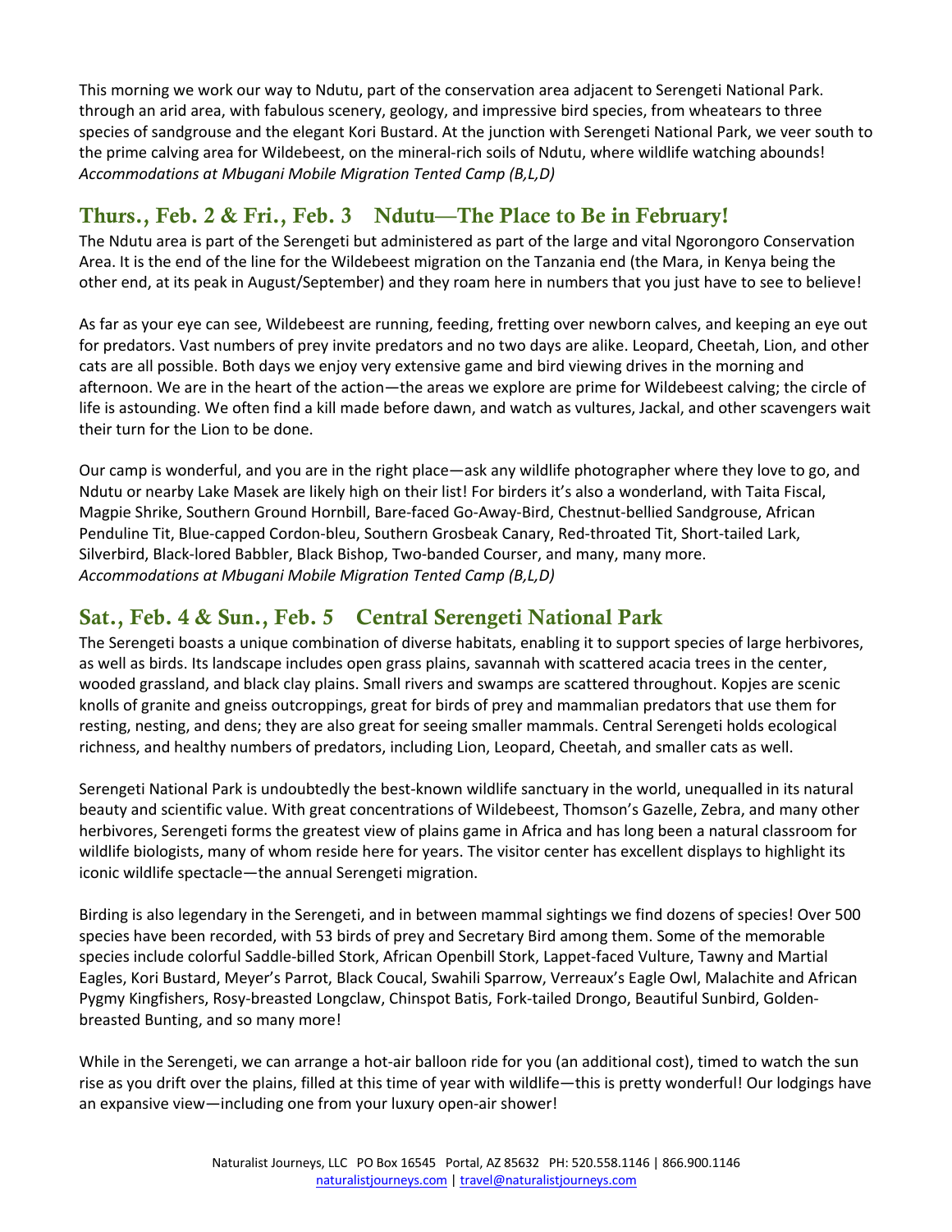This morning we work our way to Ndutu, part of the conservation area adjacent to Serengeti National Park. through an arid area, with fabulous scenery, geology, and impressive bird species, from wheatears to three species of sandgrouse and the elegant Kori Bustard. At the junction with Serengeti National Park, we veer south to the prime calving area for Wildebeest, on the mineral-rich soils of Ndutu, where wildlife watching abounds!
*Accommodations at Mbugani Mobile Migration Tented Camp (B,L,D)*

## Thurs., Feb. 2 & Fri., Feb. 3 Ndutu—The Place to Be in February!

The Ndutu area is part of the Serengeti but administered as part of the large and vital Ngorongoro Conservation Area. It is the end of the line for the Wildebeest migration on the Tanzania end (the Mara, in Kenya being the other end, at its peak in August/September) and they roam here in numbers that you just have to see to believe!

As far as your eye can see, Wildebeest are running, feeding, fretting over newborn calves, and keeping an eye out for predators. Vast numbers of prey invite predators and no two days are alike. Leopard, Cheetah, Lion, and other cats are all possible. Both days we enjoy very extensive game and bird viewing drives in the morning and afternoon. We are in the heart of the action—the areas we explore are prime for Wildebeest calving; the circle of life is astounding. We often find a kill made before dawn, and watch as vultures, Jackal, and other scavengers wait their turn for the Lion to be done.

Our camp is wonderful, and you are in the right place—ask any wildlife photographer where they love to go, and Ndutu or nearby Lake Masek are likely high on their list! For birders it's also a wonderland, with Taita Fiscal, Magpie Shrike, Southern Ground Hornbill, Bare-faced Go-Away-Bird, Chestnut-bellied Sandgrouse, African Penduline Tit, Blue-capped Cordon-bleu, Southern Grosbeak Canary, Red-throated Tit, Short-tailed Lark, Silverbird, Black-lored Babbler, Black Bishop, Two-banded Courser, and many, many more.
*Accommodations at Mbugani Mobile Migration Tented Camp (B,L,D)*

## Sat., Feb. 4 & Sun., Feb. 5 Central Serengeti National Park

The Serengeti boasts a unique combination of diverse habitats, enabling it to support species of large herbivores, as well as birds. Its landscape includes open grass plains, savannah with scattered acacia trees in the center, wooded grassland, and black clay plains. Small rivers and swamps are scattered throughout. Kopjes are scenic knolls of granite and gneiss outcroppings, great for birds of prey and mammalian predators that use them for resting, nesting, and dens; they are also great for seeing smaller mammals. Central Serengeti holds ecological richness, and healthy numbers of predators, including Lion, Leopard, Cheetah, and smaller cats as well.

Serengeti National Park is undoubtedly the best-known wildlife sanctuary in the world, unequalled in its natural beauty and scientific value. With great concentrations of Wildebeest, Thomson's Gazelle, Zebra, and many other herbivores, Serengeti forms the greatest view of plains game in Africa and has long been a natural classroom for wildlife biologists, many of whom reside here for years. The visitor center has excellent displays to highlight its iconic wildlife spectacle—the annual Serengeti migration.

Birding is also legendary in the Serengeti, and in between mammal sightings we find dozens of species! Over 500 species have been recorded, with 53 birds of prey and Secretary Bird among them. Some of the memorable species include colorful Saddle-billed Stork, African Openbill Stork, Lappet-faced Vulture, Tawny and Martial Eagles, Kori Bustard, Meyer's Parrot, Black Coucal, Swahili Sparrow, Verreaux's Eagle Owl, Malachite and African Pygmy Kingfishers, Rosy-breasted Longclaw, Chinspot Batis, Fork-tailed Drongo, Beautiful Sunbird, Golden-breasted Bunting, and so many more!

While in the Serengeti, we can arrange a hot-air balloon ride for you (an additional cost), timed to watch the sun rise as you drift over the plains, filled at this time of year with wildlife—this is pretty wonderful! Our lodgings have an expansive view—including one from your luxury open-air shower!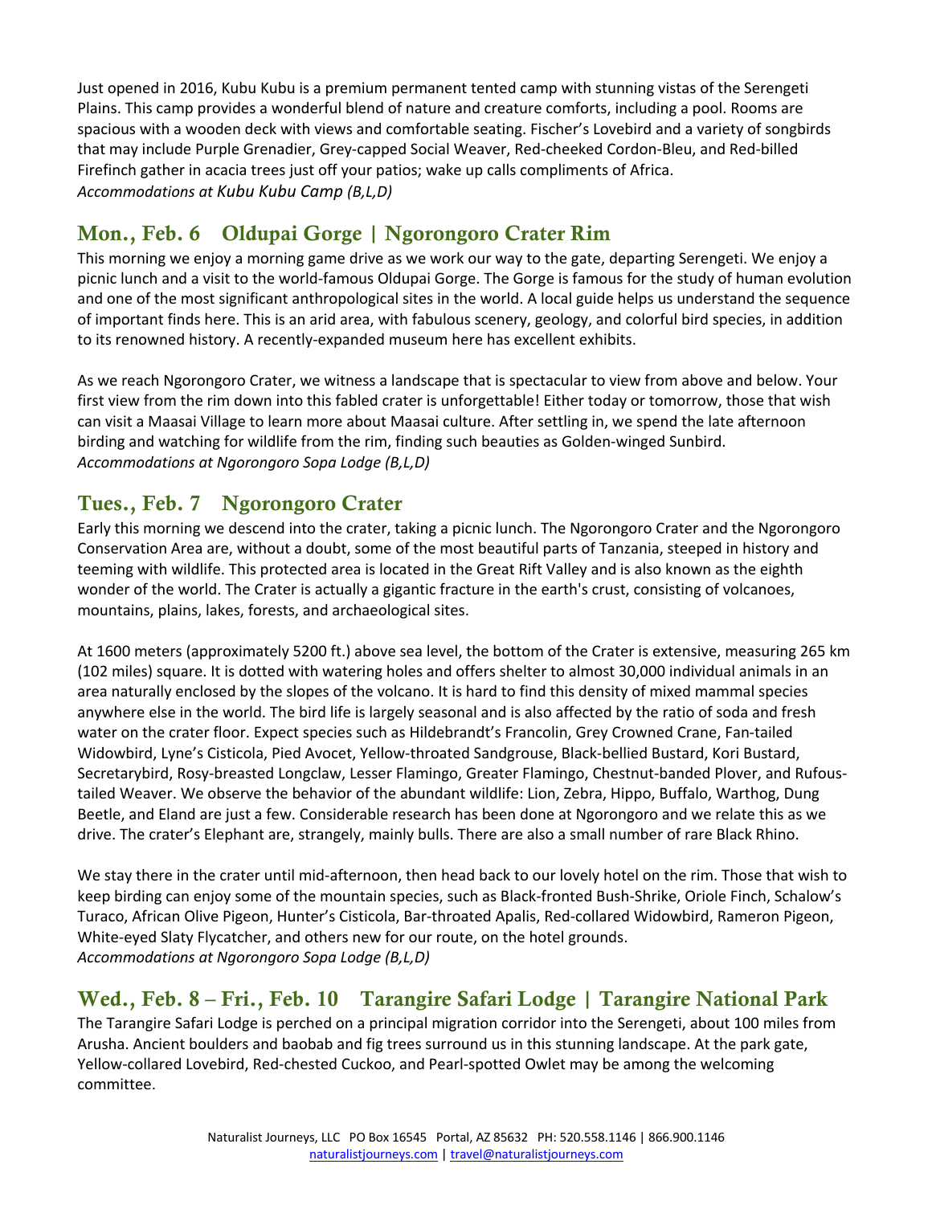Just opened in 2016, Kubu Kubu is a premium permanent tented camp with stunning vistas of the Serengeti Plains. This camp provides a wonderful blend of nature and creature comforts, including a pool. Rooms are spacious with a wooden deck with views and comfortable seating. Fischer's Lovebird and a variety of songbirds that may include Purple Grenadier, Grey-capped Social Weaver, Red-cheeked Cordon-Bleu, and Red-billed Firefinch gather in acacia trees just off your patios; wake up calls compliments of Africa.
*Accommodations at Kubu Kubu Camp (B,L,D)*

## Mon., Feb. 6 Oldupai Gorge | Ngorongoro Crater Rim

This morning we enjoy a morning game drive as we work our way to the gate, departing Serengeti. We enjoy a picnic lunch and a visit to the world-famous Oldupai Gorge. The Gorge is famous for the study of human evolution and one of the most significant anthropological sites in the world. A local guide helps us understand the sequence of important finds here. This is an arid area, with fabulous scenery, geology, and colorful bird species, in addition to its renowned history. A recently-expanded museum here has excellent exhibits.

As we reach Ngorongoro Crater, we witness a landscape that is spectacular to view from above and below. Your first view from the rim down into this fabled crater is unforgettable! Either today or tomorrow, those that wish can visit a Maasai Village to learn more about Maasai culture. After settling in, we spend the late afternoon birding and watching for wildlife from the rim, finding such beauties as Golden-winged Sunbird.
*Accommodations at Ngorongoro Sopa Lodge (B,L,D)*

## Tues., Feb. 7 Ngorongoro Crater

Early this morning we descend into the crater, taking a picnic lunch. The Ngorongoro Crater and the Ngorongoro Conservation Area are, without a doubt, some of the most beautiful parts of Tanzania, steeped in history and teeming with wildlife. This protected area is located in the Great Rift Valley and is also known as the eighth wonder of the world. The Crater is actually a gigantic fracture in the earth's crust, consisting of volcanoes, mountains, plains, lakes, forests, and archaeological sites.

At 1600 meters (approximately 5200 ft.) above sea level, the bottom of the Crater is extensive, measuring 265 km (102 miles) square. It is dotted with watering holes and offers shelter to almost 30,000 individual animals in an area naturally enclosed by the slopes of the volcano. It is hard to find this density of mixed mammal species anywhere else in the world. The bird life is largely seasonal and is also affected by the ratio of soda and fresh water on the crater floor. Expect species such as Hildebrandt's Francolin, Grey Crowned Crane, Fan-tailed Widowbird, Lyne's Cisticola, Pied Avocet, Yellow-throated Sandgrouse, Black-bellied Bustard, Kori Bustard, Secretarybird, Rosy-breasted Longclaw, Lesser Flamingo, Greater Flamingo, Chestnut-banded Plover, and Rufous-tailed Weaver. We observe the behavior of the abundant wildlife: Lion, Zebra, Hippo, Buffalo, Warthog, Dung Beetle, and Eland are just a few. Considerable research has been done at Ngorongoro and we relate this as we drive. The crater's Elephant are, strangely, mainly bulls. There are also a small number of rare Black Rhino.

We stay there in the crater until mid-afternoon, then head back to our lovely hotel on the rim. Those that wish to keep birding can enjoy some of the mountain species, such as Black-fronted Bush-Shrike, Oriole Finch, Schalow's Turaco, African Olive Pigeon, Hunter's Cisticola, Bar-throated Apalis, Red-collared Widowbird, Rameron Pigeon, White-eyed Slaty Flycatcher, and others new for our route, on the hotel grounds.
*Accommodations at Ngorongoro Sopa Lodge (B,L,D)*

## Wed., Feb. 8 – Fri., Feb. 10 Tarangire Safari Lodge | Tarangire National Park

The Tarangire Safari Lodge is perched on a principal migration corridor into the Serengeti, about 100 miles from Arusha. Ancient boulders and baobab and fig trees surround us in this stunning landscape. At the park gate, Yellow-collared Lovebird, Red-chested Cuckoo, and Pearl-spotted Owlet may be among the welcoming committee.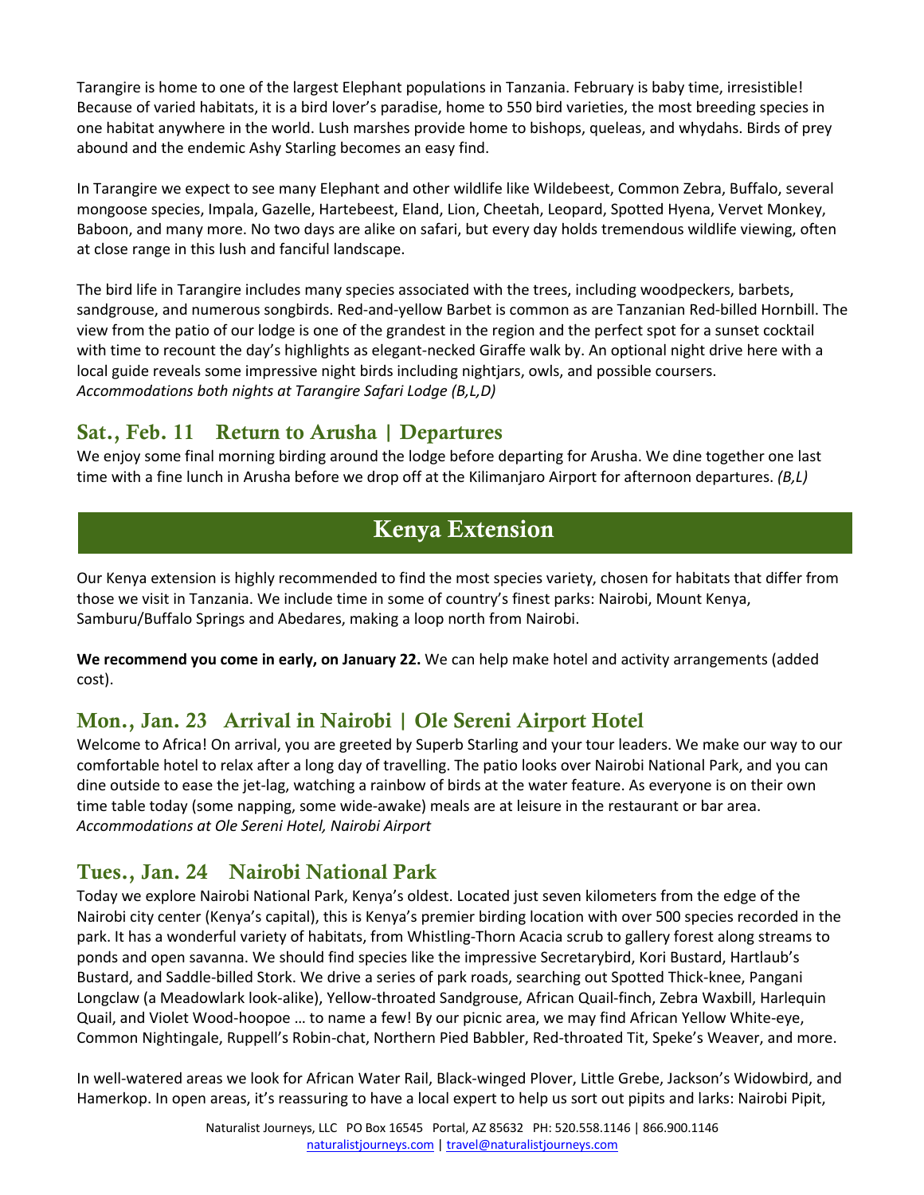Tarangire is home to one of the largest Elephant populations in Tanzania. February is baby time, irresistible! Because of varied habitats, it is a bird lover's paradise, home to 550 bird varieties, the most breeding species in one habitat anywhere in the world. Lush marshes provide home to bishops, queleas, and whydahs. Birds of prey abound and the endemic Ashy Starling becomes an easy find.

In Tarangire we expect to see many Elephant and other wildlife like Wildebeest, Common Zebra, Buffalo, several mongoose species, Impala, Gazelle, Hartebeest, Eland, Lion, Cheetah, Leopard, Spotted Hyena, Vervet Monkey, Baboon, and many more. No two days are alike on safari, but every day holds tremendous wildlife viewing, often at close range in this lush and fanciful landscape.

The bird life in Tarangire includes many species associated with the trees, including woodpeckers, barbets, sandgrouse, and numerous songbirds. Red-and-yellow Barbet is common as are Tanzanian Red-billed Hornbill. The view from the patio of our lodge is one of the grandest in the region and the perfect spot for a sunset cocktail with time to recount the day's highlights as elegant-necked Giraffe walk by. An optional night drive here with a local guide reveals some impressive night birds including nightjars, owls, and possible coursers.
*Accommodations both nights at Tarangire Safari Lodge (B,L,D)*

## Sat., Feb. 11 Return to Arusha | Departures

We enjoy some final morning birding around the lodge before departing for Arusha. We dine together one last time with a fine lunch in Arusha before we drop off at the Kilimanjaro Airport for afternoon departures. *(B,L)*

# Kenya Extension

Our Kenya extension is highly recommended to find the most species variety, chosen for habitats that differ from those we visit in Tanzania. We include time in some of country's finest parks: Nairobi, Mount Kenya, Samburu/Buffalo Springs and Abedares, making a loop north from Nairobi.

**We recommend you come in early, on January 22.** We can help make hotel and activity arrangements (added cost).

## Mon., Jan. 23 Arrival in Nairobi | Ole Sereni Airport Hotel

Welcome to Africa! On arrival, you are greeted by Superb Starling and your tour leaders. We make our way to our comfortable hotel to relax after a long day of travelling. The patio looks over Nairobi National Park, and you can dine outside to ease the jet-lag, watching a rainbow of birds at the water feature. As everyone is on their own time table today (some napping, some wide-awake) meals are at leisure in the restaurant or bar area.
*Accommodations at Ole Sereni Hotel, Nairobi Airport*

## Tues., Jan. 24 Nairobi National Park

Today we explore Nairobi National Park, Kenya's oldest. Located just seven kilometers from the edge of the Nairobi city center (Kenya's capital), this is Kenya's premier birding location with over 500 species recorded in the park. It has a wonderful variety of habitats, from Whistling-Thorn Acacia scrub to gallery forest along streams to ponds and open savanna. We should find species like the impressive Secretarybird, Kori Bustard, Hartlaub's Bustard, and Saddle-billed Stork. We drive a series of park roads, searching out Spotted Thick-knee, Pangani Longclaw (a Meadowlark look-alike), Yellow-throated Sandgrouse, African Quail-finch, Zebra Waxbill, Harlequin Quail, and Violet Wood-hoopoe … to name a few! By our picnic area, we may find African Yellow White-eye, Common Nightingale, Ruppell's Robin-chat, Northern Pied Babbler, Red-throated Tit, Speke's Weaver, and more.

In well-watered areas we look for African Water Rail, Black-winged Plover, Little Grebe, Jackson's Widowbird, and Hamerkop. In open areas, it's reassuring to have a local expert to help us sort out pipits and larks: Nairobi Pipit,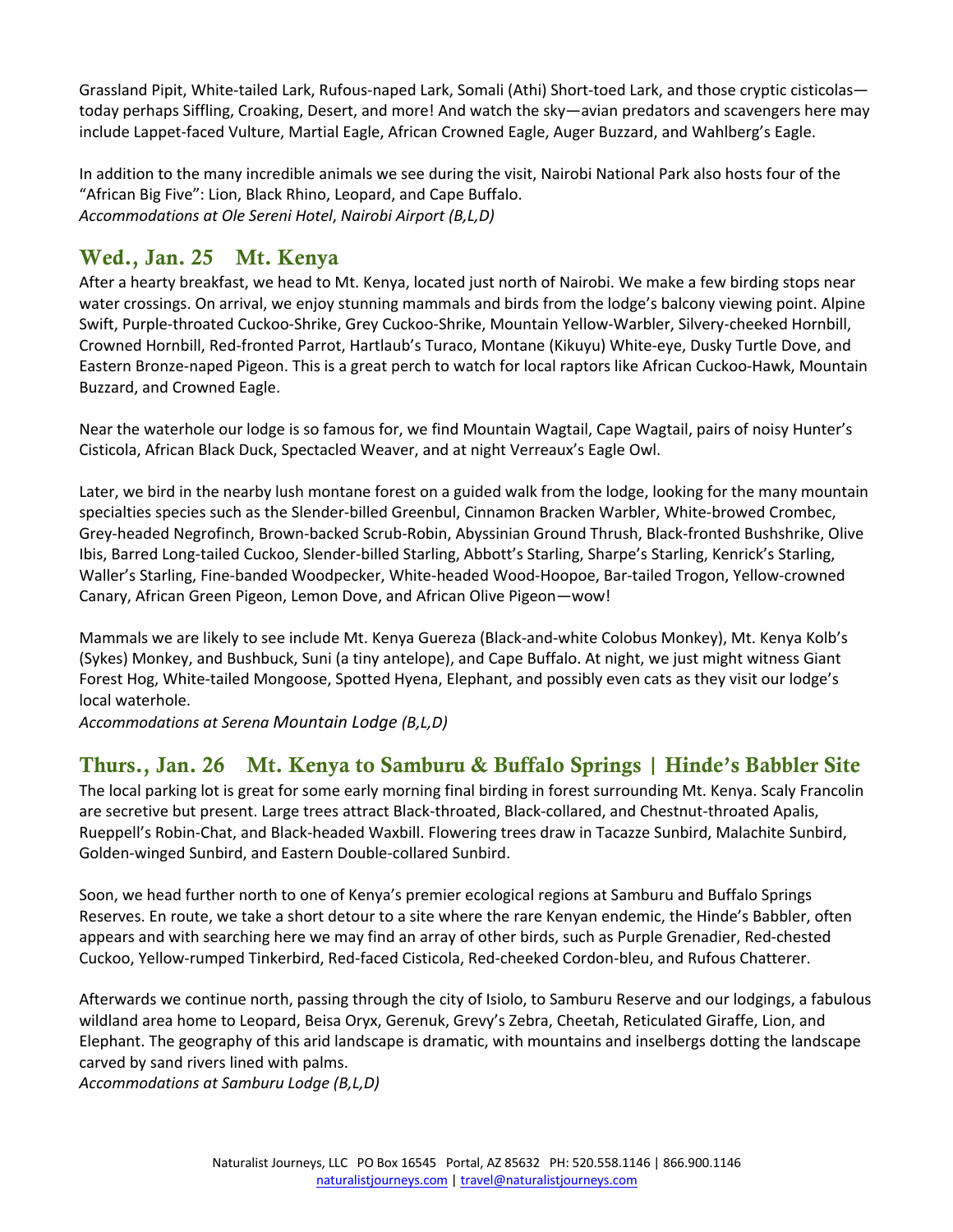Grassland Pipit, White-tailed Lark, Rufous-naped Lark, Somali (Athi) Short-toed Lark, and those cryptic cisticolas—today perhaps Siffling, Croaking, Desert, and more! And watch the sky—avian predators and scavengers here may include Lappet-faced Vulture, Martial Eagle, African Crowned Eagle, Auger Buzzard, and Wahlberg's Eagle.

In addition to the many incredible animals we see during the visit, Nairobi National Park also hosts four of the "African Big Five": Lion, Black Rhino, Leopard, and Cape Buffalo.
*Accommodations at Ole Sereni Hotel, Nairobi Airport (B,L,D)*

## Wed., Jan. 25 Mt. Kenya

After a hearty breakfast, we head to Mt. Kenya, located just north of Nairobi. We make a few birding stops near water crossings. On arrival, we enjoy stunning mammals and birds from the lodge's balcony viewing point. Alpine Swift, Purple-throated Cuckoo-Shrike, Grey Cuckoo-Shrike, Mountain Yellow-Warbler, Silvery-cheeked Hornbill, Crowned Hornbill, Red-fronted Parrot, Hartlaub's Turaco, Montane (Kikuyu) White-eye, Dusky Turtle Dove, and Eastern Bronze-naped Pigeon. This is a great perch to watch for local raptors like African Cuckoo-Hawk, Mountain Buzzard, and Crowned Eagle.

Near the waterhole our lodge is so famous for, we find Mountain Wagtail, Cape Wagtail, pairs of noisy Hunter's Cisticola, African Black Duck, Spectacled Weaver, and at night Verreaux's Eagle Owl.

Later, we bird in the nearby lush montane forest on a guided walk from the lodge, looking for the many mountain specialties species such as the Slender-billed Greenbul, Cinnamon Bracken Warbler, White-browed Crombec, Grey-headed Negrofinch, Brown-backed Scrub-Robin, Abyssinian Ground Thrush, Black-fronted Bushshrike, Olive Ibis, Barred Long-tailed Cuckoo, Slender-billed Starling, Abbott's Starling, Sharpe's Starling, Kenrick's Starling, Waller's Starling, Fine-banded Woodpecker, White-headed Wood-Hoopoe, Bar-tailed Trogon, Yellow-crowned Canary, African Green Pigeon, Lemon Dove, and African Olive Pigeon—wow!

Mammals we are likely to see include Mt. Kenya Guereza (Black-and-white Colobus Monkey), Mt. Kenya Kolb's (Sykes) Monkey, and Bushbuck, Suni (a tiny antelope), and Cape Buffalo. At night, we just might witness Giant Forest Hog, White-tailed Mongoose, Spotted Hyena, Elephant, and possibly even cats as they visit our lodge's local waterhole.
*Accommodations at Serena Mountain Lodge (B,L,D)*

## Thurs., Jan. 26 Mt. Kenya to Samburu & Buffalo Springs | Hinde's Babbler Site

The local parking lot is great for some early morning final birding in forest surrounding Mt. Kenya. Scaly Francolin are secretive but present. Large trees attract Black-throated, Black-collared, and Chestnut-throated Apalis, Rueppell's Robin-Chat, and Black-headed Waxbill. Flowering trees draw in Tacazze Sunbird, Malachite Sunbird, Golden-winged Sunbird, and Eastern Double-collared Sunbird.

Soon, we head further north to one of Kenya's premier ecological regions at Samburu and Buffalo Springs Reserves. En route, we take a short detour to a site where the rare Kenyan endemic, the Hinde's Babbler, often appears and with searching here we may find an array of other birds, such as Purple Grenadier, Red-chested Cuckoo, Yellow-rumped Tinkerbird, Red-faced Cisticola, Red-cheeked Cordon-bleu, and Rufous Chatterer.

Afterwards we continue north, passing through the city of Isiolo, to Samburu Reserve and our lodgings, a fabulous wildland area home to Leopard, Beisa Oryx, Gerenuk, Grevy's Zebra, Cheetah, Reticulated Giraffe, Lion, and Elephant. The geography of this arid landscape is dramatic, with mountains and inselbergs dotting the landscape carved by sand rivers lined with palms.
*Accommodations at Samburu Lodge (B,L,D)*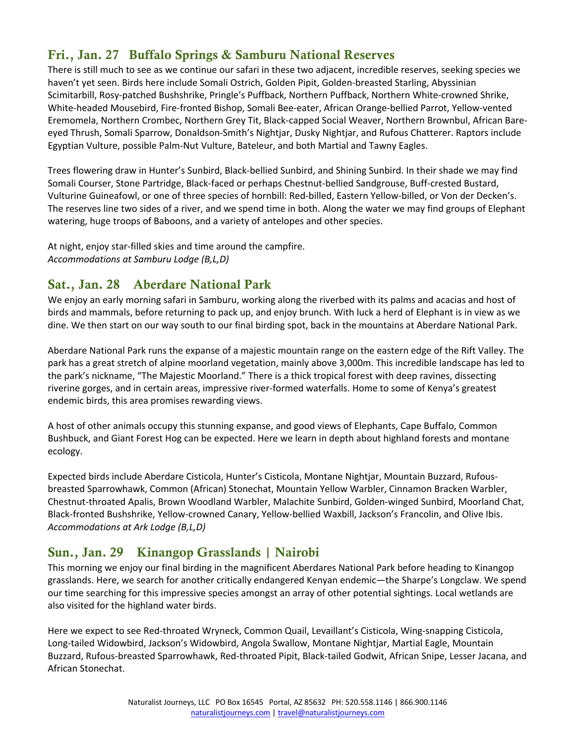## Fri., Jan. 27 Buffalo Springs & Samburu National Reserves

There is still much to see as we continue our safari in these two adjacent, incredible reserves, seeking species we haven't yet seen. Birds here include Somali Ostrich, Golden Pipit, Golden-breasted Starling, Abyssinian Scimitarbill, Rosy-patched Bushshrike, Pringle's Puffback, Northern Puffback, Northern White-crowned Shrike, White-headed Mousebird, Fire-fronted Bishop, Somali Bee-eater, African Orange-bellied Parrot, Yellow-vented Eremomela, Northern Crombec, Northern Grey Tit, Black-capped Social Weaver, Northern Brownbul, African Bare-eyed Thrush, Somali Sparrow, Donaldson-Smith's Nightjar, Dusky Nightjar, and Rufous Chatterer. Raptors include Egyptian Vulture, possible Palm-Nut Vulture, Bateleur, and both Martial and Tawny Eagles.

Trees flowering draw in Hunter's Sunbird, Black-bellied Sunbird, and Shining Sunbird. In their shade we may find Somali Courser, Stone Partridge, Black-faced or perhaps Chestnut-bellied Sandgrouse, Buff-crested Bustard, Vulturine Guineafowl, or one of three species of hornbill: Red-billed, Eastern Yellow-billed, or Von der Decken's. The reserves line two sides of a river, and we spend time in both. Along the water we may find groups of Elephant watering, huge troops of Baboons, and a variety of antelopes and other species.

At night, enjoy star-filled skies and time around the campfire.
*Accommodations at Samburu Lodge (B,L,D)*

## Sat., Jan. 28 Aberdare National Park

We enjoy an early morning safari in Samburu, working along the riverbed with its palms and acacias and host of birds and mammals, before returning to pack up, and enjoy brunch. With luck a herd of Elephant is in view as we dine. We then start on our way south to our final birding spot, back in the mountains at Aberdare National Park.

Aberdare National Park runs the expanse of a majestic mountain range on the eastern edge of the Rift Valley. The park has a great stretch of alpine moorland vegetation, mainly above 3,000m. This incredible landscape has led to the park's nickname, "The Majestic Moorland." There is a thick tropical forest with deep ravines, dissecting riverine gorges, and in certain areas, impressive river-formed waterfalls. Home to some of Kenya's greatest endemic birds, this area promises rewarding views.

A host of other animals occupy this stunning expanse, and good views of Elephants, Cape Buffalo, Common Bushbuck, and Giant Forest Hog can be expected. Here we learn in depth about highland forests and montane ecology.

Expected birds include Aberdare Cisticola, Hunter's Cisticola, Montane Nightjar, Mountain Buzzard, Rufous-breasted Sparrowhawk, Common (African) Stonechat, Mountain Yellow Warbler, Cinnamon Bracken Warbler, Chestnut-throated Apalis, Brown Woodland Warbler, Malachite Sunbird, Golden-winged Sunbird, Moorland Chat, Black-fronted Bushshrike, Yellow-crowned Canary, Yellow-bellied Waxbill, Jackson's Francolin, and Olive Ibis.
*Accommodations at Ark Lodge (B,L,D)*

## Sun., Jan. 29 Kinangop Grasslands | Nairobi

This morning we enjoy our final birding in the magnificent Aberdares National Park before heading to Kinangop grasslands. Here, we search for another critically endangered Kenyan endemic—the Sharpe's Longclaw. We spend our time searching for this impressive species amongst an array of other potential sightings. Local wetlands are also visited for the highland water birds.

Here we expect to see Red-throated Wryneck, Common Quail, Levaillant's Cisticola, Wing-snapping Cisticola, Long-tailed Widowbird, Jackson's Widowbird, Angola Swallow, Montane Nightjar, Martial Eagle, Mountain Buzzard, Rufous-breasted Sparrowhawk, Red-throated Pipit, Black-tailed Godwit, African Snipe, Lesser Jacana, and African Stonechat.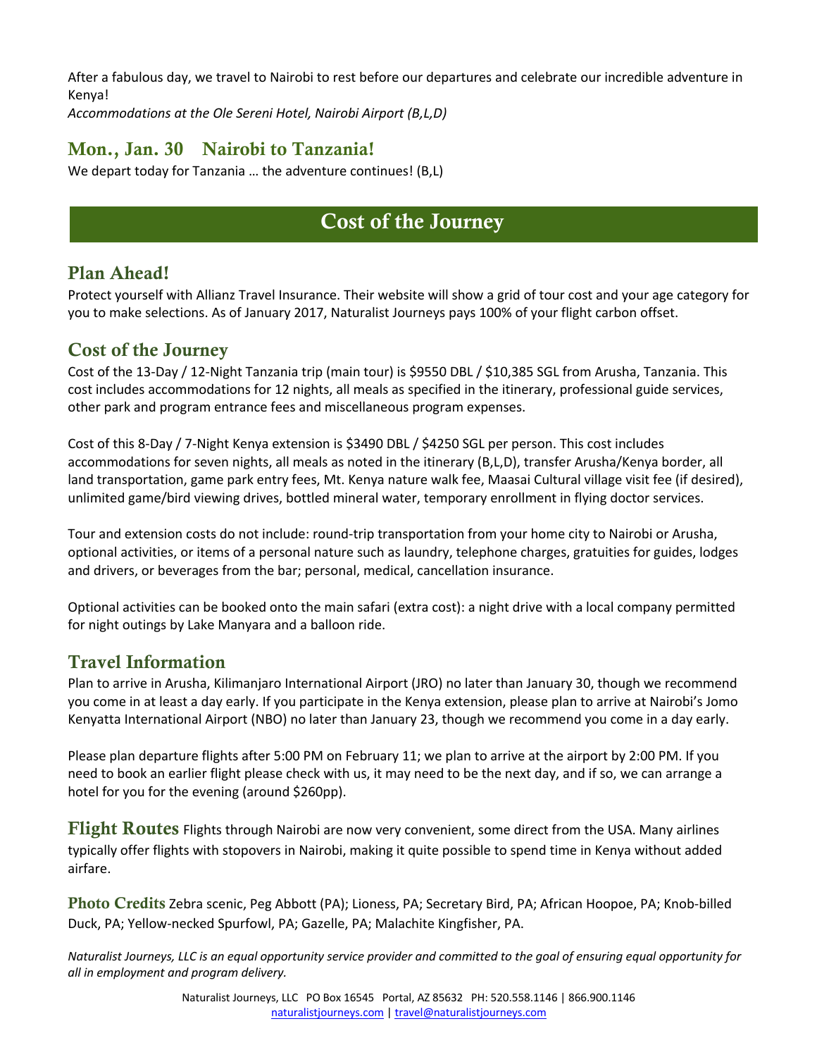After a fabulous day, we travel to Nairobi to rest before our departures and celebrate our incredible adventure in Kenya!
*Accommodations at the Ole Sereni Hotel, Nairobi Airport (B,L,D)*

### Mon., Jan. 30 Nairobi to Tanzania!

We depart today for Tanzania … the adventure continues! (B,L)

## Cost of the Journey

### Plan Ahead!

Protect yourself with Allianz Travel Insurance. Their website will show a grid of tour cost and your age category for you to make selections. As of January 2017, Naturalist Journeys pays 100% of your flight carbon offset.

### Cost of the Journey

Cost of the 13-Day / 12-Night Tanzania trip (main tour) is $9550 DBL / $10,385 SGL from Arusha, Tanzania. This cost includes accommodations for 12 nights, all meals as specified in the itinerary, professional guide services, other park and program entrance fees and miscellaneous program expenses.

Cost of this 8-Day / 7-Night Kenya extension is $3490 DBL / $4250 SGL per person. This cost includes accommodations for seven nights, all meals as noted in the itinerary (B,L,D), transfer Arusha/Kenya border, all land transportation, game park entry fees, Mt. Kenya nature walk fee, Maasai Cultural village visit fee (if desired), unlimited game/bird viewing drives, bottled mineral water, temporary enrollment in flying doctor services.

Tour and extension costs do not include: round-trip transportation from your home city to Nairobi or Arusha, optional activities, or items of a personal nature such as laundry, telephone charges, gratuities for guides, lodges and drivers, or beverages from the bar; personal, medical, cancellation insurance.

Optional activities can be booked onto the main safari (extra cost): a night drive with a local company permitted for night outings by Lake Manyara and a balloon ride.

### Travel Information

Plan to arrive in Arusha, Kilimanjaro International Airport (JRO) no later than January 30, though we recommend you come in at least a day early. If you participate in the Kenya extension, please plan to arrive at Nairobi's Jomo Kenyatta International Airport (NBO) no later than January 23, though we recommend you come in a day early.

Please plan departure flights after 5:00 PM on February 11; we plan to arrive at the airport by 2:00 PM. If you need to book an earlier flight please check with us, it may need to be the next day, and if so, we can arrange a hotel for you for the evening (around $260pp).

**Flight Routes** Flights through Nairobi are now very convenient, some direct from the USA. Many airlines typically offer flights with stopovers in Nairobi, making it quite possible to spend time in Kenya without added airfare.

**Photo Credits** Zebra scenic, Peg Abbott (PA); Lioness, PA; Secretary Bird, PA; African Hoopoe, PA; Knob-billed Duck, PA; Yellow-necked Spurfowl, PA; Gazelle, PA; Malachite Kingfisher, PA.

*Naturalist Journeys, LLC is an equal opportunity service provider and committed to the goal of ensuring equal opportunity for all in employment and program delivery.*

Naturalist Journeys, LLC PO Box 16545 Portal, AZ 85632 PH: 520.558.1146 | 866.900.1146
naturalistjourneys.com | travel@naturalistjourneys.com